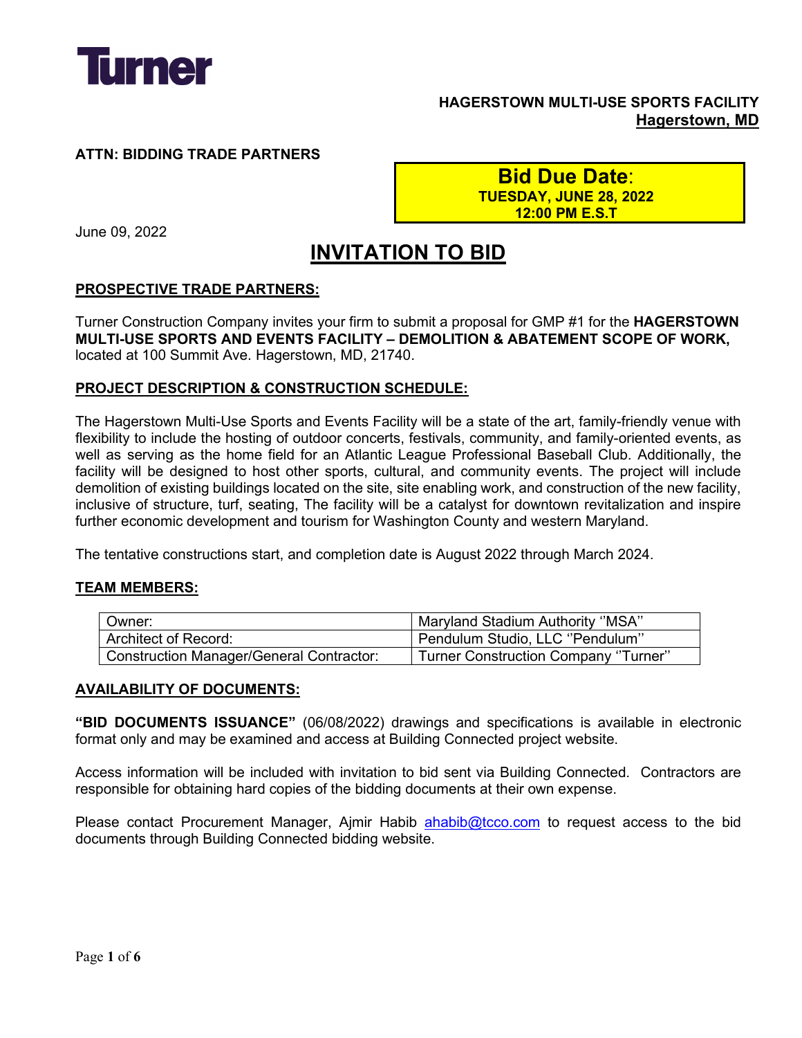**Turner**

**HAGERSTOWN MULTI-USE SPORTS FACILITY**
**Hagerstown, MD**

**ATTN: BIDDING TRADE PARTNERS**

**Bid Due Date:**
**TUESDAY, JUNE 28, 2022**
**12:00 PM E.S.T**

June 09, 2022

# INVITATION TO BID

## PROSPECTIVE TRADE PARTNERS:

Turner Construction Company invites your firm to submit a proposal for GMP #1 for the **HAGERSTOWN MULTI-USE SPORTS AND EVENTS FACILITY – DEMOLITION & ABATEMENT SCOPE OF WORK,** located at 100 Summit Ave. Hagerstown, MD, 21740.

## PROJECT DESCRIPTION & CONSTRUCTION SCHEDULE:

The Hagerstown Multi-Use Sports and Events Facility will be a state of the art, family-friendly venue with flexibility to include the hosting of outdoor concerts, festivals, community, and family-oriented events, as well as serving as the home field for an Atlantic League Professional Baseball Club. Additionally, the facility will be designed to host other sports, cultural, and community events. The project will include demolition of existing buildings located on the site, site enabling work, and construction of the new facility, inclusive of structure, turf, seating, The facility will be a catalyst for downtown revitalization and inspire further economic development and tourism for Washington County and western Maryland.

The tentative constructions start, and completion date is August 2022 through March 2024.

## TEAM MEMBERS:

| | |
|---|---|
| Owner: | Maryland Stadium Authority ''MSA'' |
| Architect of Record: | Pendulum Studio, LLC ''Pendulum'' |
| Construction Manager/General Contractor: | Turner Construction Company ''Turner'' |

## AVAILABILITY OF DOCUMENTS:

**"BID DOCUMENTS ISSUANCE"** (06/08/2022) drawings and specifications is available in electronic format only and may be examined and access at Building Connected project website.

Access information will be included with invitation to bid sent via Building Connected. Contractors are responsible for obtaining hard copies of the bidding documents at their own expense.

Please contact Procurement Manager, Ajmir Habib ahabib@tcco.com to request access to the bid documents through Building Connected bidding website.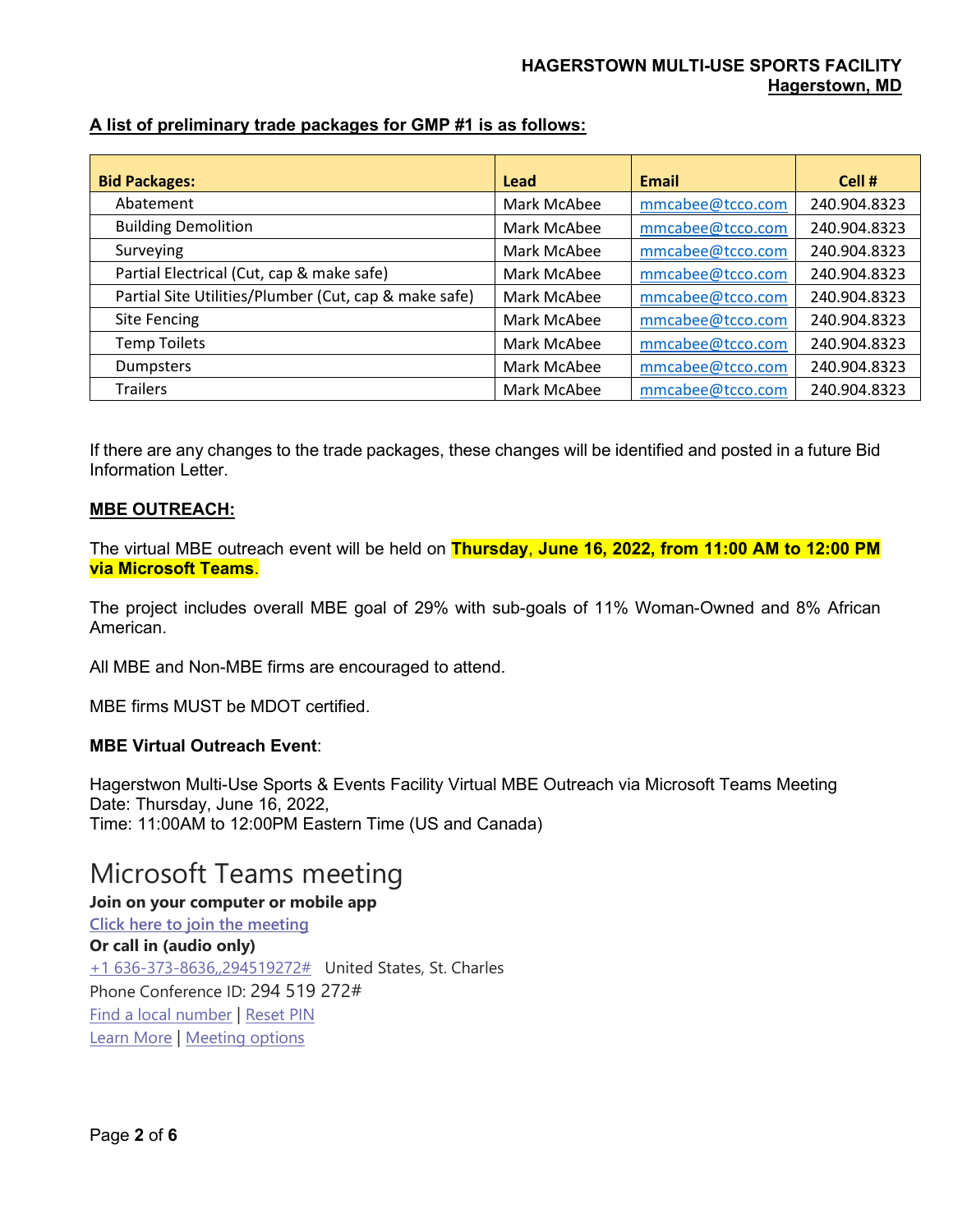**A list of preliminary trade packages for GMP #1 is as follows:**

| Bid Packages: | Lead | Email | Cell # |
|---|---|---|---|
| Abatement | Mark McAbee | mmcabee@tcco.com | 240.904.8323 |
| Building Demolition | Mark McAbee | mmcabee@tcco.com | 240.904.8323 |
| Surveying | Mark McAbee | mmcabee@tcco.com | 240.904.8323 |
| Partial Electrical (Cut, cap & make safe) | Mark McAbee | mmcabee@tcco.com | 240.904.8323 |
| Partial Site Utilities/Plumber (Cut, cap & make safe) | Mark McAbee | mmcabee@tcco.com | 240.904.8323 |
| Site Fencing | Mark McAbee | mmcabee@tcco.com | 240.904.8323 |
| Temp Toilets | Mark McAbee | mmcabee@tcco.com | 240.904.8323 |
| Dumpsters | Mark McAbee | mmcabee@tcco.com | 240.904.8323 |
| Trailers | Mark McAbee | mmcabee@tcco.com | 240.904.8323 |

If there are any changes to the trade packages, these changes will be identified and posted in a future Bid Information Letter.

**MBE OUTREACH:**

The virtual MBE outreach event will be held on **Thursday, June 16, 2022, from 11:00 AM to 12:00 PM via Microsoft Teams**.

The project includes overall MBE goal of 29% with sub-goals of 11% Woman-Owned and 8% African American.

All MBE and Non-MBE firms are encouraged to attend.

MBE firms MUST be MDOT certified.

**MBE Virtual Outreach Event**:

Hagerstwon Multi-Use Sports & Events Facility Virtual MBE Outreach via Microsoft Teams Meeting
Date: Thursday, June 16, 2022,
Time: 11:00AM to 12:00PM Eastern Time (US and Canada)

# Microsoft Teams meeting

**Join on your computer or mobile app**

Click here to join the meeting

**Or call in (audio only)**

+1 636-373-8636,,294519272# United States, St. Charles

Phone Conference ID: 294 519 272#

Find a local number | Reset PIN

Learn More | Meeting options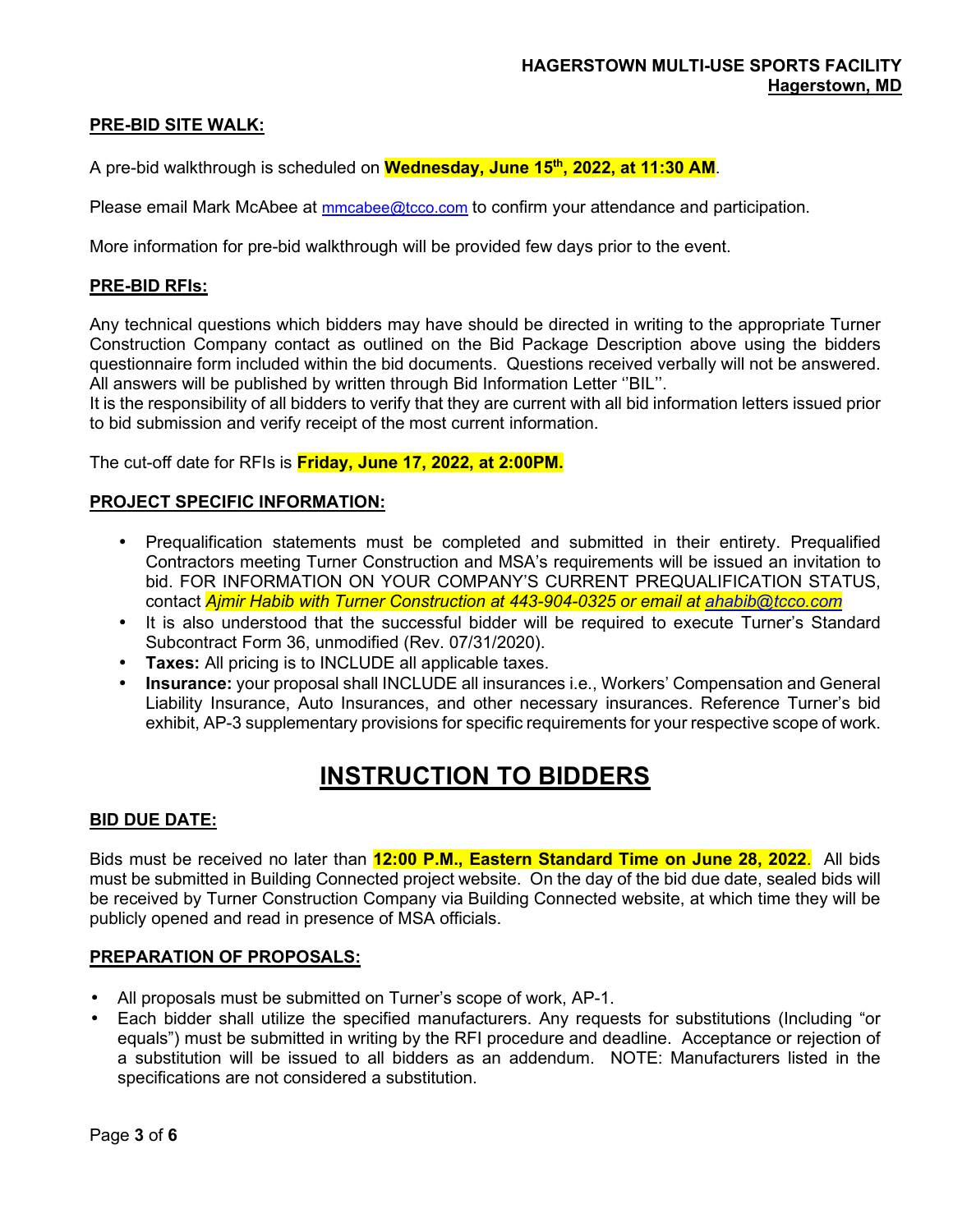## PRE-BID SITE WALK:

A pre-bid walkthrough is scheduled on **Wednesday, June 15th, 2022, at 11:30 AM**.

Please email Mark McAbee at mmcabee@tcco.com to confirm your attendance and participation.

More information for pre-bid walkthrough will be provided few days prior to the event.

## PRE-BID RFIs:

Any technical questions which bidders may have should be directed in writing to the appropriate Turner Construction Company contact as outlined on the Bid Package Description above using the bidders questionnaire form included within the bid documents. Questions received verbally will not be answered. All answers will be published by written through Bid Information Letter ''BIL''.

It is the responsibility of all bidders to verify that they are current with all bid information letters issued prior to bid submission and verify receipt of the most current information.

The cut-off date for RFIs is **Friday, June 17, 2022, at 2:00PM.**

## PROJECT SPECIFIC INFORMATION:

- Prequalification statements must be completed and submitted in their entirety. Prequalified Contractors meeting Turner Construction and MSA's requirements will be issued an invitation to bid. FOR INFORMATION ON YOUR COMPANY'S CURRENT PREQUALIFICATION STATUS, contact *Ajmir Habib with Turner Construction at 443-904-0325 or email at ahabib@tcco.com*
- It is also understood that the successful bidder will be required to execute Turner's Standard Subcontract Form 36, unmodified (Rev. 07/31/2020).
- **Taxes:** All pricing is to INCLUDE all applicable taxes.
- **Insurance:** your proposal shall INCLUDE all insurances i.e., Workers' Compensation and General Liability Insurance, Auto Insurances, and other necessary insurances. Reference Turner's bid exhibit, AP-3 supplementary provisions for specific requirements for your respective scope of work.

# INSTRUCTION TO BIDDERS

## BID DUE DATE:

Bids must be received no later than **12:00 P.M., Eastern Standard Time on June 28, 2022**. All bids must be submitted in Building Connected project website. On the day of the bid due date, sealed bids will be received by Turner Construction Company via Building Connected website, at which time they will be publicly opened and read in presence of MSA officials.

## PREPARATION OF PROPOSALS:

- All proposals must be submitted on Turner's scope of work, AP-1.
- Each bidder shall utilize the specified manufacturers. Any requests for substitutions (Including "or equals") must be submitted in writing by the RFI procedure and deadline. Acceptance or rejection of a substitution will be issued to all bidders as an addendum. NOTE: Manufacturers listed in the specifications are not considered a substitution.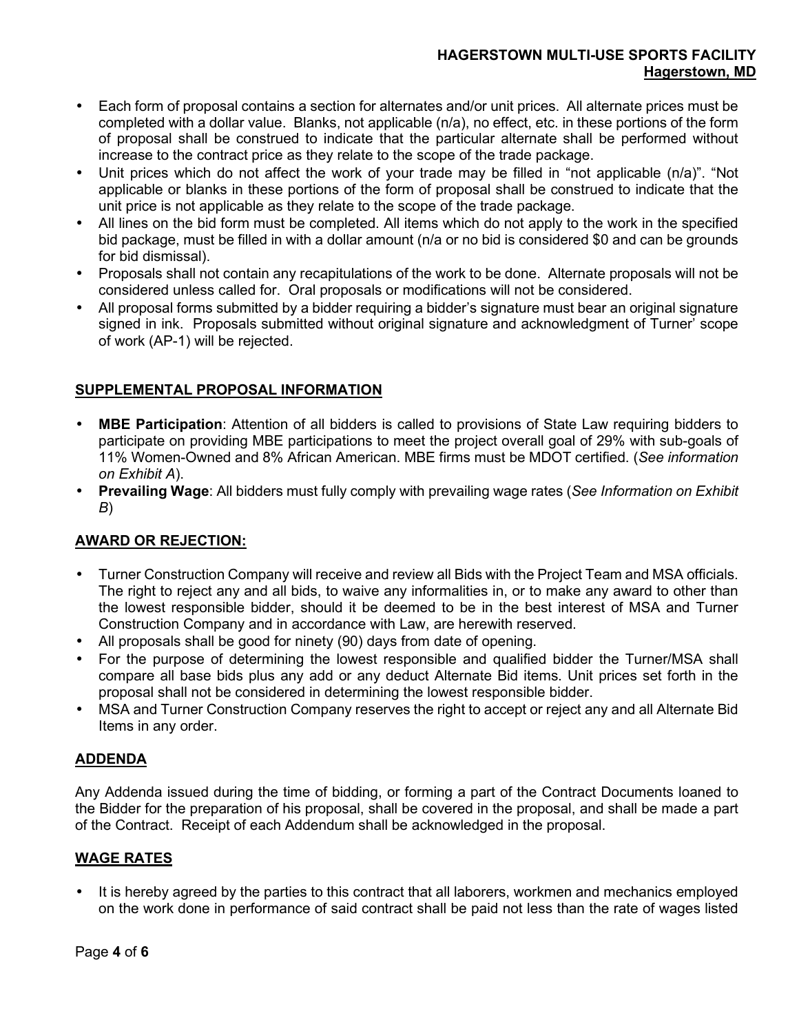- Each form of proposal contains a section for alternates and/or unit prices. All alternate prices must be completed with a dollar value. Blanks, not applicable (n/a), no effect, etc. in these portions of the form of proposal shall be construed to indicate that the particular alternate shall be performed without increase to the contract price as they relate to the scope of the trade package.
- Unit prices which do not affect the work of your trade may be filled in "not applicable (n/a)". "Not applicable or blanks in these portions of the form of proposal shall be construed to indicate that the unit price is not applicable as they relate to the scope of the trade package.
- All lines on the bid form must be completed. All items which do not apply to the work in the specified bid package, must be filled in with a dollar amount (n/a or no bid is considered $0 and can be grounds for bid dismissal).
- Proposals shall not contain any recapitulations of the work to be done. Alternate proposals will not be considered unless called for. Oral proposals or modifications will not be considered.
- All proposal forms submitted by a bidder requiring a bidder's signature must bear an original signature signed in ink. Proposals submitted without original signature and acknowledgment of Turner' scope of work (AP-1) will be rejected.

## SUPPLEMENTAL PROPOSAL INFORMATION

- **MBE Participation**: Attention of all bidders is called to provisions of State Law requiring bidders to participate on providing MBE participations to meet the project overall goal of 29% with sub-goals of 11% Women-Owned and 8% African American. MBE firms must be MDOT certified. (*See information on Exhibit A*).
- **Prevailing Wage**: All bidders must fully comply with prevailing wage rates (*See Information on Exhibit B*)

## AWARD OR REJECTION:

- Turner Construction Company will receive and review all Bids with the Project Team and MSA officials. The right to reject any and all bids, to waive any informalities in, or to make any award to other than the lowest responsible bidder, should it be deemed to be in the best interest of MSA and Turner Construction Company and in accordance with Law, are herewith reserved.
- All proposals shall be good for ninety (90) days from date of opening.
- For the purpose of determining the lowest responsible and qualified bidder the Turner/MSA shall compare all base bids plus any add or any deduct Alternate Bid items. Unit prices set forth in the proposal shall not be considered in determining the lowest responsible bidder.
- MSA and Turner Construction Company reserves the right to accept or reject any and all Alternate Bid Items in any order.

## ADDENDA

Any Addenda issued during the time of bidding, or forming a part of the Contract Documents loaned to the Bidder for the preparation of his proposal, shall be covered in the proposal, and shall be made a part of the Contract. Receipt of each Addendum shall be acknowledged in the proposal.

## WAGE RATES

- It is hereby agreed by the parties to this contract that all laborers, workmen and mechanics employed on the work done in performance of said contract shall be paid not less than the rate of wages listed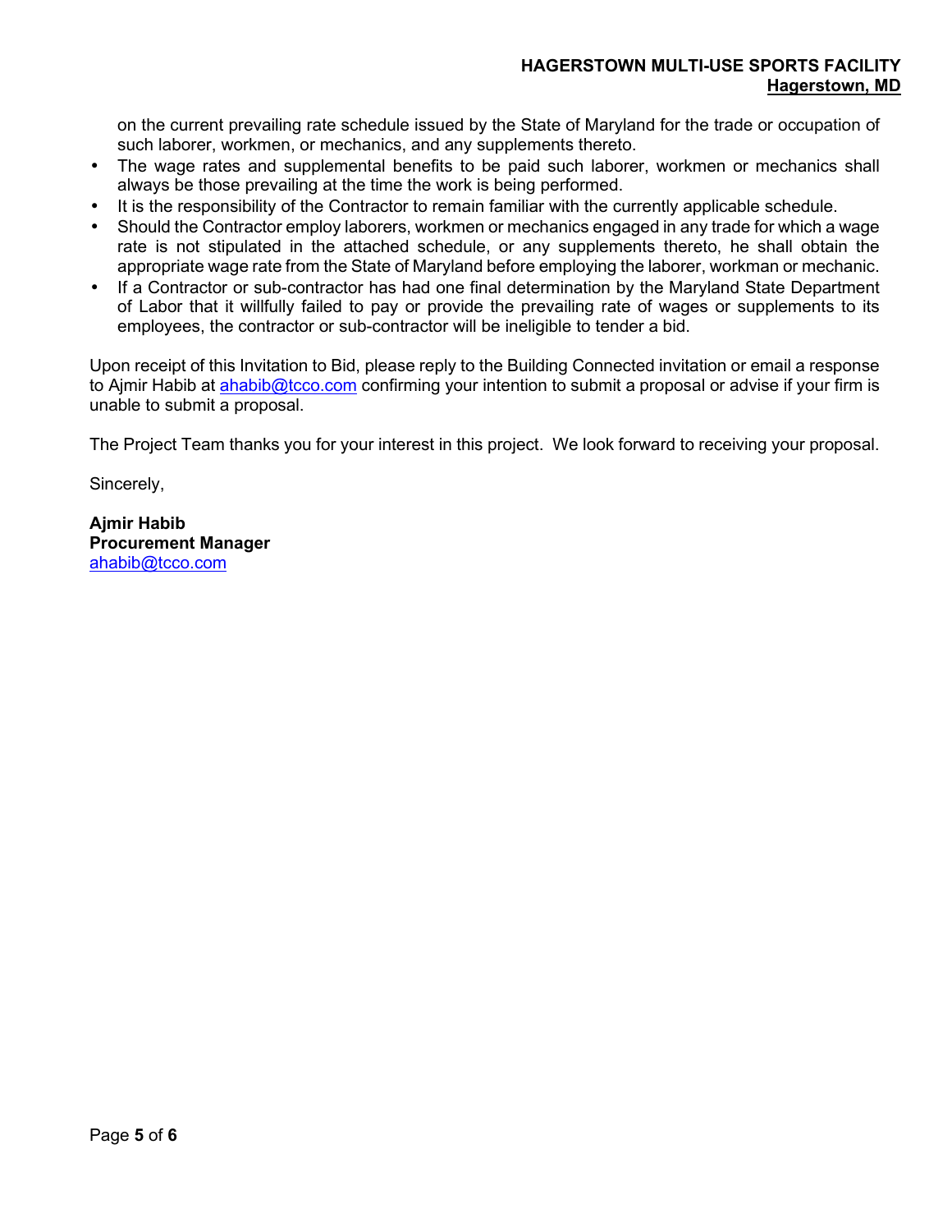on the current prevailing rate schedule issued by the State of Maryland for the trade or occupation of such laborer, workmen, or mechanics, and any supplements thereto.

- The wage rates and supplemental benefits to be paid such laborer, workmen or mechanics shall always be those prevailing at the time the work is being performed.
- It is the responsibility of the Contractor to remain familiar with the currently applicable schedule.
- Should the Contractor employ laborers, workmen or mechanics engaged in any trade for which a wage rate is not stipulated in the attached schedule, or any supplements thereto, he shall obtain the appropriate wage rate from the State of Maryland before employing the laborer, workman or mechanic.
- If a Contractor or sub-contractor has had one final determination by the Maryland State Department of Labor that it willfully failed to pay or provide the prevailing rate of wages or supplements to its employees, the contractor or sub-contractor will be ineligible to tender a bid.

Upon receipt of this Invitation to Bid, please reply to the Building Connected invitation or email a response to Ajmir Habib at ahabib@tcco.com confirming your intention to submit a proposal or advise if your firm is unable to submit a proposal.

The Project Team thanks you for your interest in this project. We look forward to receiving your proposal.

Sincerely,

**Ajmir Habib**
**Procurement Manager**
ahabib@tcco.com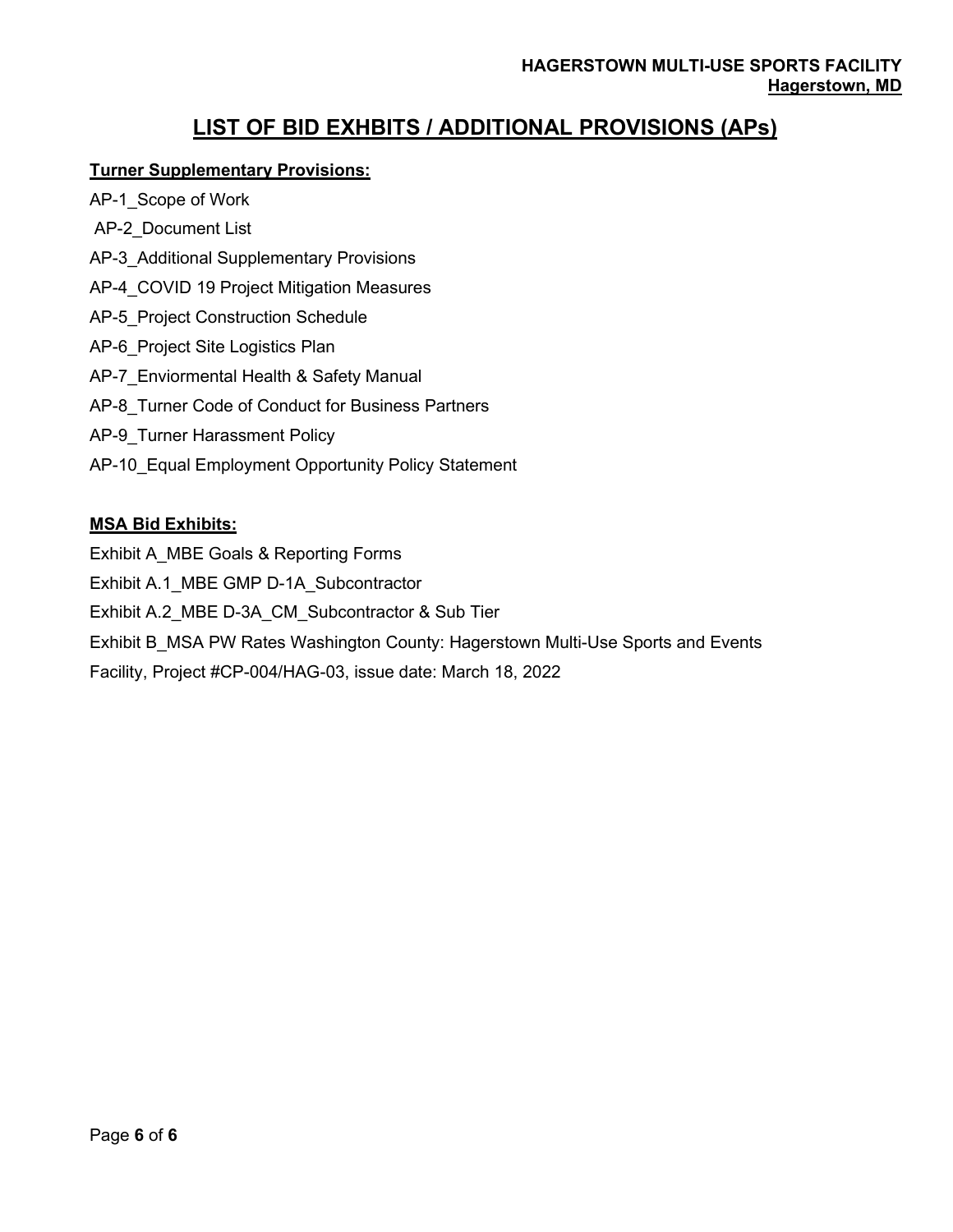# LIST OF BID EXHBITS / ADDITIONAL PROVISIONS (APs)

**Turner Supplementary Provisions:**

AP-1_Scope of Work

AP-2_Document List

AP-3_Additional Supplementary Provisions

AP-4_COVID 19 Project Mitigation Measures

AP-5_Project Construction Schedule

AP-6_Project Site Logistics Plan

AP-7_Enviormental Health & Safety Manual

AP-8_Turner Code of Conduct for Business Partners

AP-9_Turner Harassment Policy

AP-10_Equal Employment Opportunity Policy Statement

**MSA Bid Exhibits:**

Exhibit A_MBE Goals & Reporting Forms

Exhibit A.1_MBE GMP D-1A_Subcontractor

Exhibit A.2_MBE D-3A_CM_Subcontractor & Sub Tier

Exhibit B_MSA PW Rates Washington County: Hagerstown Multi-Use Sports and Events Facility, Project #CP-004/HAG-03, issue date: March 18, 2022